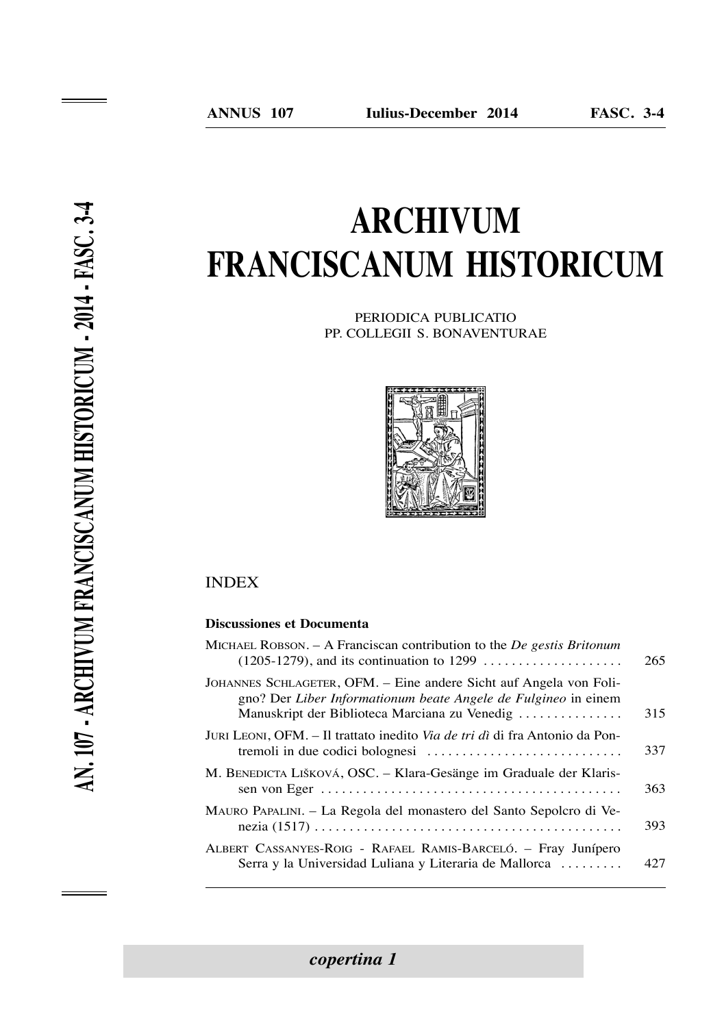**ANNUS 107** **Iulius-December 2014** **FASC. 3-4**

# ARCHIVUM FRANCISCANUM HISTORICUM

PERIODICA PUBLICATIO
PP. COLLEGII S. BONAVENTURAE

## INDEX

### Discussiones et Documenta

| | |
|---|---|
| MICHAEL ROBSON. – A Franciscan contribution to the *De gestis Britonum* (1205-1279), and its continuation to 1299 | 265 |
| JOHANNES SCHLAGETER, OFM. – Eine andere Sicht auf Angela von Foligno? Der *Liber Informationum beate Angele de Fulgineo* in einem Manuskript der Biblioteca Marciana zu Venedig | 315 |
| JURI LEONI, OFM. – Il trattato inedito *Via de tri dì* di fra Antonio da Pontremoli in due codici bolognesi | 337 |
| M. BENEDICTA LIŠKOVÁ, OSC. – Klara-Gesänge im Graduale der Klarissen von Eger | 363 |
| MAURO PAPALINI. – La Regola del monastero del Santo Sepolcro di Venezia (1517) | 393 |
| ALBERT CASSANYES-ROIG - RAFAEL RAMIS-BARCELÓ. – Fray Junípero Serra y la Universidad Luliana y Literaria de Mallorca | 427 |

AN. 107 - ARCHIVUM FRANCISCANUM HISTORICUM - 2014 - FASC. 3-4

*copertina 1*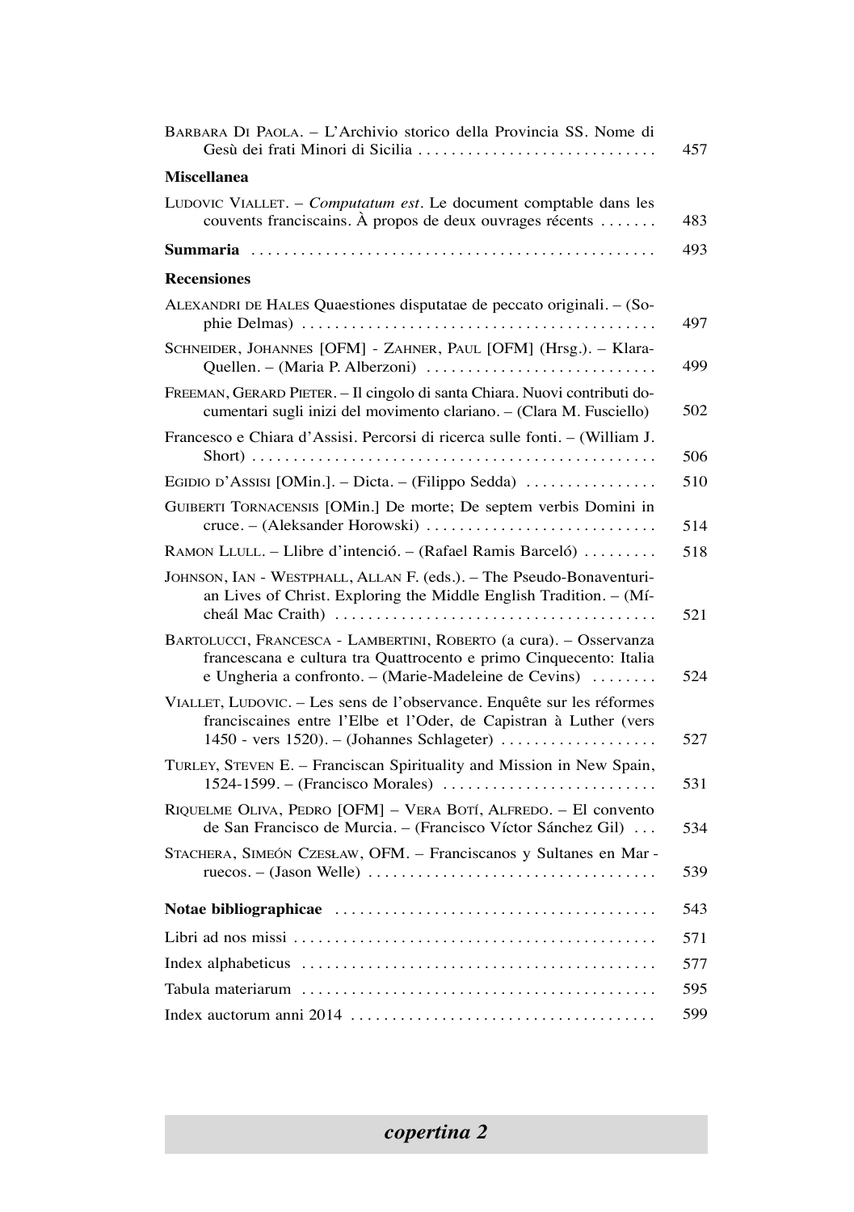Barbara Di Paola. – L'Archivio storico della Provincia SS. Nome di Gesù dei frati Minori di Sicilia ..... 457

**Miscellanea**

Ludovic Viallet. – *Computatum est*. Le document comptable dans les couvents franciscains. À propos de deux ouvrages récents ..... 483

**Summaria** ..... 493

**Recensiones**

Alexandri de Hales Quaestiones disputatae de peccato originali. – (Sophie Delmas) ..... 497

Schneider, Johannes [OFM] - Zahner, Paul [OFM] (Hrsg.). – Klara-Quellen. – (Maria P. Alberzoni) ..... 499

Freeman, Gerard Pieter. – Il cingolo di santa Chiara. Nuovi contributi documentari sugli inizi del movimento clariano. – (Clara M. Fusciello) ..... 502

Francesco e Chiara d'Assisi. Percorsi di ricerca sulle fonti. – (William J. Short) ..... 506

Egidio d'Assisi [OMin.]. – Dicta. – (Filippo Sedda) ..... 510

Guiberti Tornacensis [OMin.] De morte; De septem verbis Domini in cruce. – (Aleksander Horowski) ..... 514

Ramon Llull. – Llibre d'intenció. – (Rafael Ramis Barceló) ..... 518

Johnson, Ian - Westphall, Allan F. (eds.). – The Pseudo-Bonaventurian Lives of Christ. Exploring the Middle English Tradition. – (Mícheál Mac Craith) ..... 521

Bartolucci, Francesca - Lambertini, Roberto (a cura). – Osservanza francescana e cultura tra Quattrocento e primo Cinquecento: Italia e Ungheria a confronto. – (Marie-Madeleine de Cevins) ..... 524

Viallet, Ludovic. – Les sens de l'observance. Enquête sur les réformes franciscaines entre l'Elbe et l'Oder, de Capistran à Luther (vers 1450 - vers 1520). – (Johannes Schlageter) ..... 527

Turley, Steven E. – Franciscan Spirituality and Mission in New Spain, 1524-1599. – (Francisco Morales) ..... 531

Riquelme Oliva, Pedro [OFM] – Vera Botí, Alfredo. – El convento de San Francisco de Murcia. – (Francisco Víctor Sánchez Gil) ..... 534

Stachera, Simeón Czesław, OFM. – Franciscanos y Sultanes en Marruecos. – (Jason Welle) ..... 539

**Notae bibliographicae** ..... 543

Libri ad nos missi ..... 571

Index alphabeticus ..... 577

Tabula materiarum ..... 595

Index auctorum anni 2014 ..... 599

***copertina 2***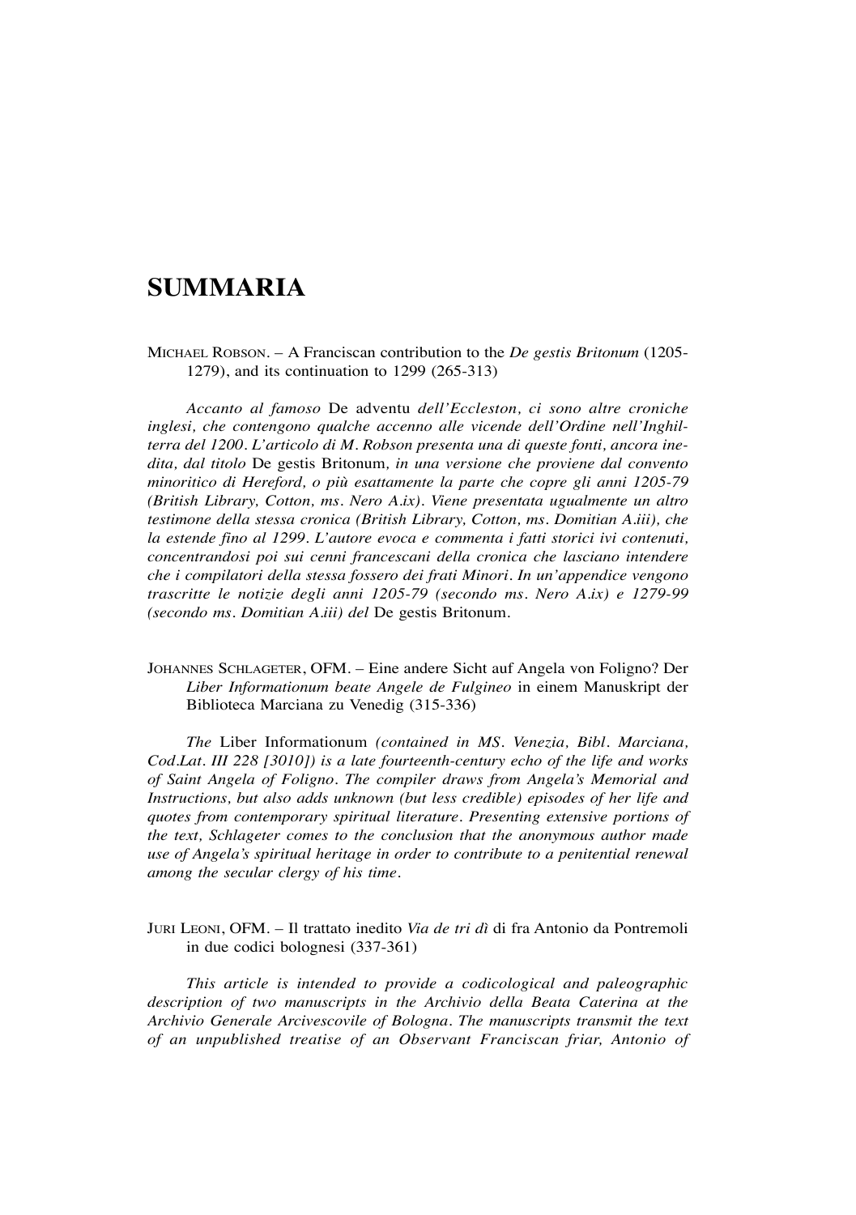# SUMMARIA

MICHAEL ROBSON. – A Franciscan contribution to the *De gestis Britonum* (1205-1279), and its continuation to 1299 (265-313)

*Accanto al famoso* De adventu *dell'Eccleston, ci sono altre croniche inglesi, che contengono qualche accenno alle vicende dell'Ordine nell'Inghilterra del 1200. L'articolo di M. Robson presenta una di queste fonti, ancora inedita, dal titolo* De gestis Britonum*, in una versione che proviene dal convento minoritico di Hereford, o più esattamente la parte che copre gli anni 1205-79 (British Library, Cotton, ms. Nero A.ix). Viene presentata ugualmente un altro testimone della stessa cronica (British Library, Cotton, ms. Domitian A.iii), che la estende fino al 1299. L'autore evoca e commenta i fatti storici ivi contenuti, concentrandosi poi sui cenni francescani della cronica che lasciano intendere che i compilatori della stessa fossero dei frati Minori. In un'appendice vengono trascritte le notizie degli anni 1205-79 (secondo ms. Nero A.ix) e 1279-99 (secondo ms. Domitian A.iii) del* De gestis Britonum.

JOHANNES SCHLAGETER, OFM. – Eine andere Sicht auf Angela von Foligno? Der *Liber Informationum beate Angele de Fulgineo* in einem Manuskript der Biblioteca Marciana zu Venedig (315-336)

*The* Liber Informationum *(contained in MS. Venezia, Bibl. Marciana, Cod.Lat. III 228 [3010]) is a late fourteenth-century echo of the life and works of Saint Angela of Foligno. The compiler draws from Angela's Memorial and Instructions, but also adds unknown (but less credible) episodes of her life and quotes from contemporary spiritual literature. Presenting extensive portions of the text, Schlageter comes to the conclusion that the anonymous author made use of Angela's spiritual heritage in order to contribute to a penitential renewal among the secular clergy of his time.*

JURI LEONI, OFM. – Il trattato inedito *Via de tri dì* di fra Antonio da Pontremoli in due codici bolognesi (337-361)

*This article is intended to provide a codicological and paleographic description of two manuscripts in the Archivio della Beata Caterina at the Archivio Generale Arcivescovile of Bologna. The manuscripts transmit the text of an unpublished treatise of an Observant Franciscan friar, Antonio of*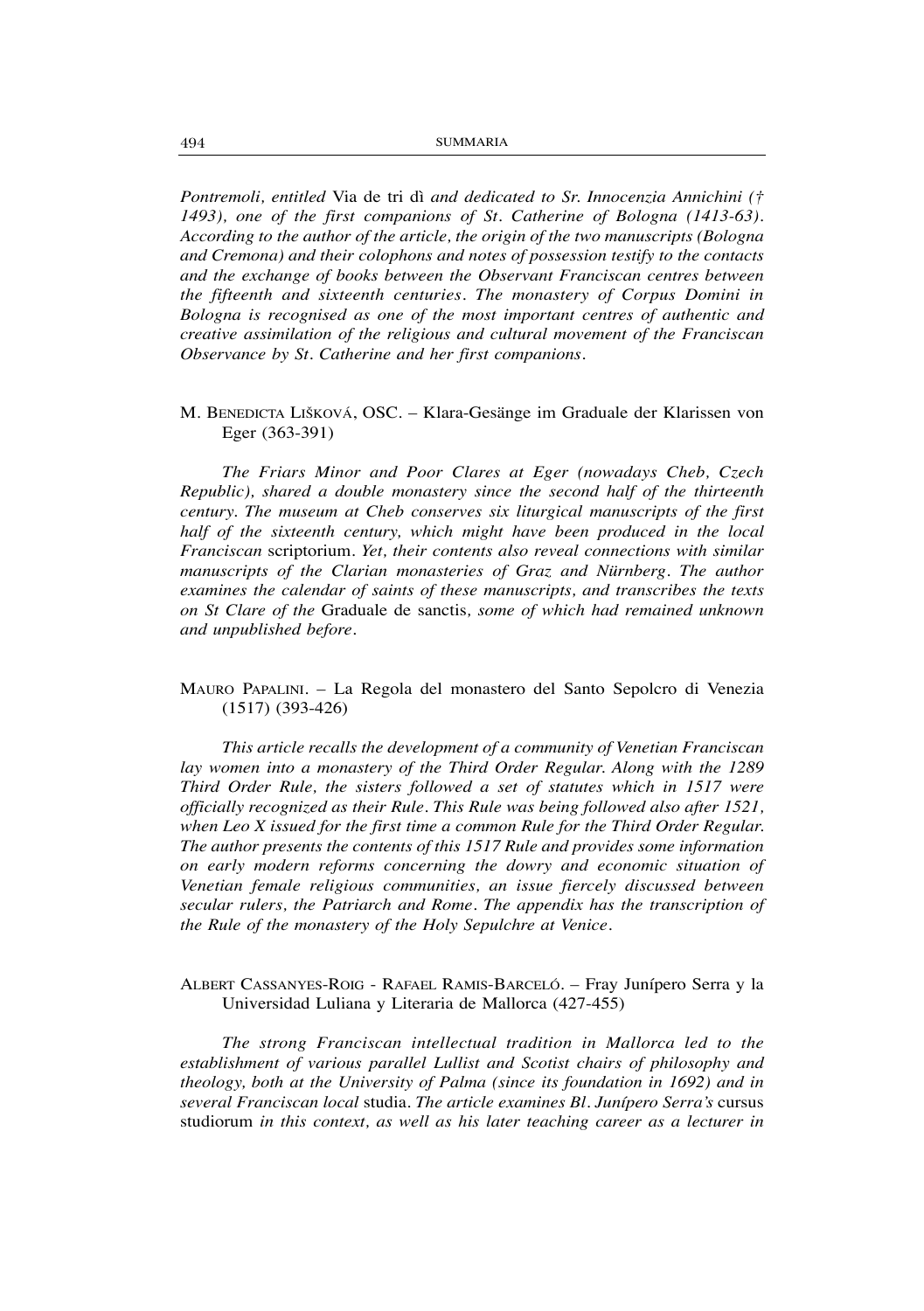*Pontremoli, entitled* Via de tri dì *and dedicated to Sr. Innocenzia Annichini († 1493), one of the first companions of St. Catherine of Bologna (1413-63). According to the author of the article, the origin of the two manuscripts (Bologna and Cremona) and their colophons and notes of possession testify to the contacts and the exchange of books between the Observant Franciscan centres between the fifteenth and sixteenth centuries. The monastery of Corpus Domini in Bologna is recognised as one of the most important centres of authentic and creative assimilation of the religious and cultural movement of the Franciscan Observance by St. Catherine and her first companions.*

M. BENEDICTA LIŠKOVÁ, OSC. – Klara-Gesänge im Graduale der Klarissen von Eger (363-391)

*The Friars Minor and Poor Clares at Eger (nowadays Cheb, Czech Republic), shared a double monastery since the second half of the thirteenth century. The museum at Cheb conserves six liturgical manuscripts of the first half of the sixteenth century, which might have been produced in the local Franciscan* scriptorium. *Yet, their contents also reveal connections with similar manuscripts of the Clarian monasteries of Graz and Nürnberg. The author examines the calendar of saints of these manuscripts, and transcribes the texts on St Clare of the* Graduale de sanctis*, some of which had remained unknown and unpublished before.*

MAURO PAPALINI. – La Regola del monastero del Santo Sepolcro di Venezia (1517) (393-426)

*This article recalls the development of a community of Venetian Franciscan lay women into a monastery of the Third Order Regular. Along with the 1289 Third Order Rule, the sisters followed a set of statutes which in 1517 were officially recognized as their Rule. This Rule was being followed also after 1521, when Leo X issued for the first time a common Rule for the Third Order Regular. The author presents the contents of this 1517 Rule and provides some information on early modern reforms concerning the dowry and economic situation of Venetian female religious communities, an issue fiercely discussed between secular rulers, the Patriarch and Rome. The appendix has the transcription of the Rule of the monastery of the Holy Sepulchre at Venice.*

ALBERT CASSANYES-ROIG - RAFAEL RAMIS-BARCELÓ. – Fray Junípero Serra y la Universidad Luliana y Literaria de Mallorca (427-455)

*The strong Franciscan intellectual tradition in Mallorca led to the establishment of various parallel Lullist and Scotist chairs of philosophy and theology, both at the University of Palma (since its foundation in 1692) and in several Franciscan local* studia. *The article examines Bl. Junípero Serra's* cursus studiorum *in this context, as well as his later teaching career as a lecturer in*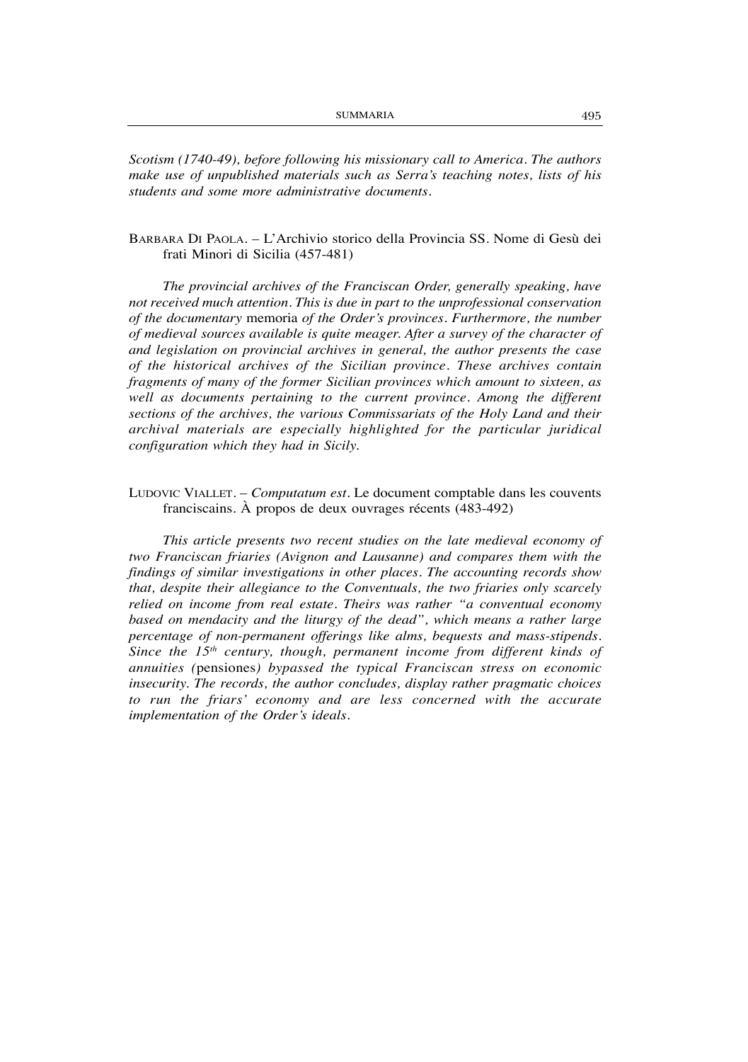*Scotism (1740-49), before following his missionary call to America. The authors make use of unpublished materials such as Serra's teaching notes, lists of his students and some more administrative documents.*

BARBARA DI PAOLA. – L'Archivio storico della Provincia SS. Nome di Gesù dei frati Minori di Sicilia (457-481)

*The provincial archives of the Franciscan Order, generally speaking, have not received much attention. This is due in part to the unprofessional conservation of the documentary* memoria *of the Order's provinces. Furthermore, the number of medieval sources available is quite meager. After a survey of the character of and legislation on provincial archives in general, the author presents the case of the historical archives of the Sicilian province. These archives contain fragments of many of the former Sicilian provinces which amount to sixteen, as well as documents pertaining to the current province. Among the different sections of the archives, the various Commissariats of the Holy Land and their archival materials are especially highlighted for the particular juridical configuration which they had in Sicily.*

LUDOVIC VIALLET. – *Computatum est*. Le document comptable dans les couvents franciscains. À propos de deux ouvrages récents (483-492)

*This article presents two recent studies on the late medieval economy of two Franciscan friaries (Avignon and Lausanne) and compares them with the findings of similar investigations in other places. The accounting records show that, despite their allegiance to the Conventuals, the two friaries only scarcely relied on income from real estate. Theirs was rather "a conventual economy based on mendacity and the liturgy of the dead", which means a rather large percentage of non-permanent offerings like alms, bequests and mass-stipends. Since the 15th century, though, permanent income from different kinds of annuities (*pensiones*) bypassed the typical Franciscan stress on economic insecurity. The records, the author concludes, display rather pragmatic choices to run the friars' economy and are less concerned with the accurate implementation of the Order's ideals.*